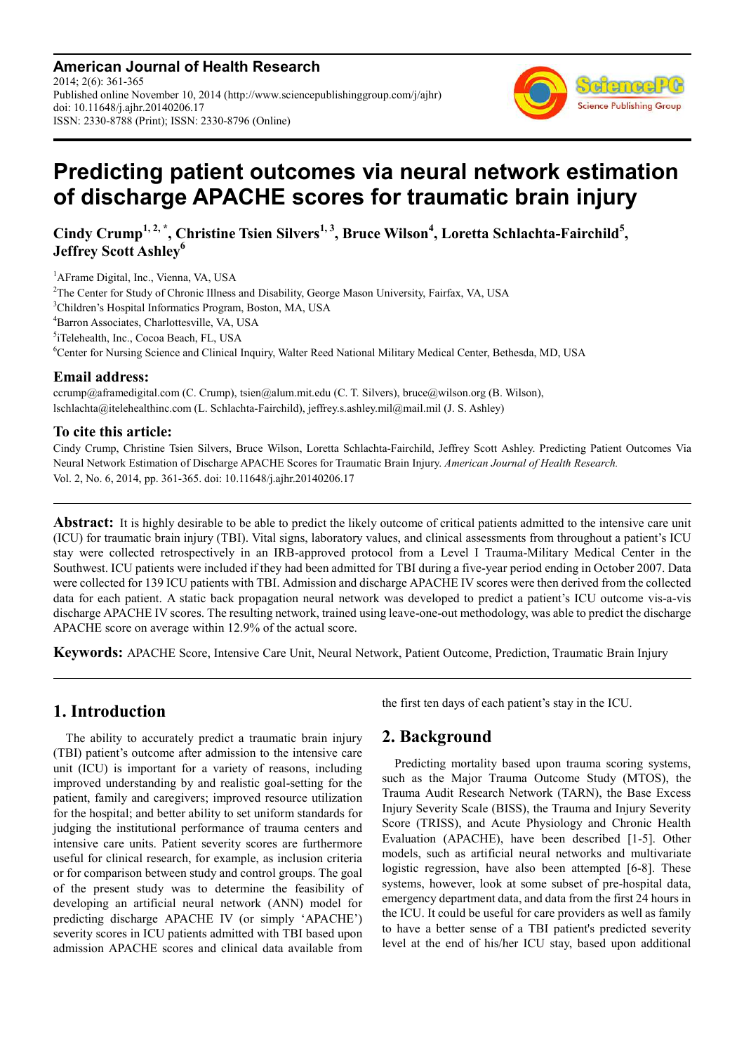**American Journal of Health Research**
2014; 2(6): 361-365
Published online November 10, 2014 (http://www.sciencepublishinggroup.com/j/ajhr)
doi: 10.11648/j.ajhr.20140206.17
ISSN: 2330-8788 (Print); ISSN: 2330-8796 (Online)

# Predicting patient outcomes via neural network estimation of discharge APACHE scores for traumatic brain injury

**Cindy Crump[1, 2, *], Christine Tsien Silvers[1, 3], Bruce Wilson[4], Loretta Schlachta-Fairchild[5], Jeffrey Scott Ashley[6]**

[1]AFrame Digital, Inc., Vienna, VA, USA
[2]The Center for Study of Chronic Illness and Disability, George Mason University, Fairfax, VA, USA
[3]Children's Hospital Informatics Program, Boston, MA, USA
[4]Barron Associates, Charlottesville, VA, USA
[5]iTelehealth, Inc., Cocoa Beach, FL, USA
[6]Center for Nursing Science and Clinical Inquiry, Walter Reed National Military Medical Center, Bethesda, MD, USA

### Email address:
ccrump@aframedigital.com (C. Crump), tsien@alum.mit.edu (C. T. Silvers), bruce@wilson.org (B. Wilson), lschlachta@itelehealthinc.com (L. Schlachta-Fairchild), jeffrey.s.ashley.mil@mail.mil (J. S. Ashley)

### To cite this article:
Cindy Crump, Christine Tsien Silvers, Bruce Wilson, Loretta Schlachta-Fairchild, Jeffrey Scott Ashley. Predicting Patient Outcomes Via Neural Network Estimation of Discharge APACHE Scores for Traumatic Brain Injury. *American Journal of Health Research.* Vol. 2, No. 6, 2014, pp. 361-365. doi: 10.11648/j.ajhr.20140206.17

---

**Abstract:** It is highly desirable to be able to predict the likely outcome of critical patients admitted to the intensive care unit (ICU) for traumatic brain injury (TBI). Vital signs, laboratory values, and clinical assessments from throughout a patient's ICU stay were collected retrospectively in an IRB-approved protocol from a Level I Trauma-Military Medical Center in the Southwest. ICU patients were included if they had been admitted for TBI during a five-year period ending in October 2007. Data were collected for 139 ICU patients with TBI. Admission and discharge APACHE IV scores were then derived from the collected data for each patient. A static back propagation neural network was developed to predict a patient's ICU outcome vis-a-vis discharge APACHE IV scores. The resulting network, trained using leave-one-out methodology, was able to predict the discharge APACHE score on average within 12.9% of the actual score.

**Keywords:** APACHE Score, Intensive Care Unit, Neural Network, Patient Outcome, Prediction, Traumatic Brain Injury

---

## 1. Introduction

The ability to accurately predict a traumatic brain injury (TBI) patient's outcome after admission to the intensive care unit (ICU) is important for a variety of reasons, including improved understanding by and realistic goal-setting for the patient, family and caregivers; improved resource utilization for the hospital; and better ability to set uniform standards for judging the institutional performance of trauma centers and intensive care units. Patient severity scores are furthermore useful for clinical research, for example, as inclusion criteria or for comparison between study and control groups. The goal of the present study was to determine the feasibility of developing an artificial neural network (ANN) model for predicting discharge APACHE IV (or simply 'APACHE') severity scores in ICU patients admitted with TBI based upon admission APACHE scores and clinical data available from the first ten days of each patient's stay in the ICU.

## 2. Background

Predicting mortality based upon trauma scoring systems, such as the Major Trauma Outcome Study (MTOS), the Trauma Audit Research Network (TARN), the Base Excess Injury Severity Scale (BISS), the Trauma and Injury Severity Score (TRISS), and Acute Physiology and Chronic Health Evaluation (APACHE), have been described [1-5]. Other models, such as artificial neural networks and multivariate logistic regression, have also been attempted [6-8]. These systems, however, look at some subset of pre-hospital data, emergency department data, and data from the first 24 hours in the ICU. It could be useful for care providers as well as family to have a better sense of a TBI patient's predicted severity level at the end of his/her ICU stay, based upon additional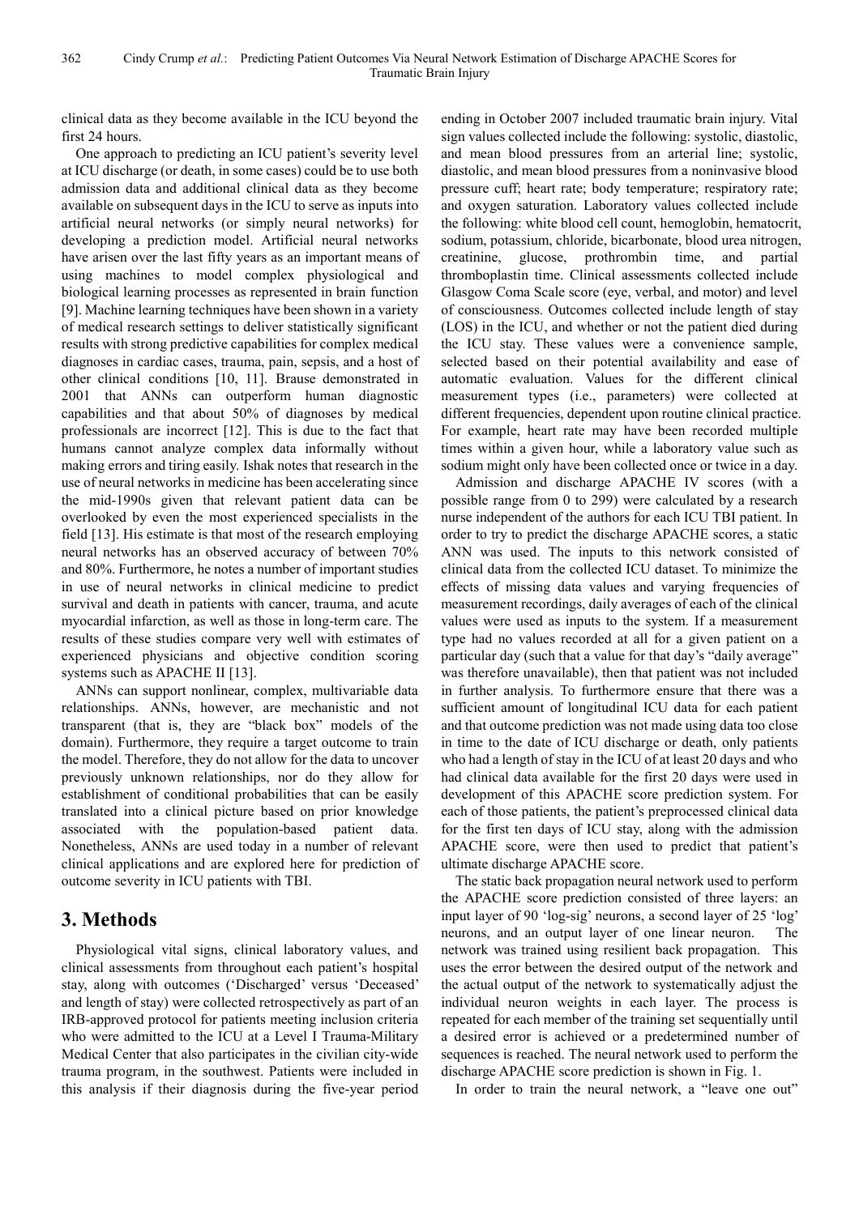clinical data as they become available in the ICU beyond the first 24 hours.

One approach to predicting an ICU patient's severity level at ICU discharge (or death, in some cases) could be to use both admission data and additional clinical data as they become available on subsequent days in the ICU to serve as inputs into artificial neural networks (or simply neural networks) for developing a prediction model. Artificial neural networks have arisen over the last fifty years as an important means of using machines to model complex physiological and biological learning processes as represented in brain function [9]. Machine learning techniques have been shown in a variety of medical research settings to deliver statistically significant results with strong predictive capabilities for complex medical diagnoses in cardiac cases, trauma, pain, sepsis, and a host of other clinical conditions [10, 11]. Brause demonstrated in 2001 that ANNs can outperform human diagnostic capabilities and that about 50% of diagnoses by medical professionals are incorrect [12]. This is due to the fact that humans cannot analyze complex data informally without making errors and tiring easily. Ishak notes that research in the use of neural networks in medicine has been accelerating since the mid-1990s given that relevant patient data can be overlooked by even the most experienced specialists in the field [13]. His estimate is that most of the research employing neural networks has an observed accuracy of between 70% and 80%. Furthermore, he notes a number of important studies in use of neural networks in clinical medicine to predict survival and death in patients with cancer, trauma, and acute myocardial infarction, as well as those in long-term care. The results of these studies compare very well with estimates of experienced physicians and objective condition scoring systems such as APACHE II [13].

ANNs can support nonlinear, complex, multivariable data relationships. ANNs, however, are mechanistic and not transparent (that is, they are "black box" models of the domain). Furthermore, they require a target outcome to train the model. Therefore, they do not allow for the data to uncover previously unknown relationships, nor do they allow for establishment of conditional probabilities that can be easily translated into a clinical picture based on prior knowledge associated with the population-based patient data. Nonetheless, ANNs are used today in a number of relevant clinical applications and are explored here for prediction of outcome severity in ICU patients with TBI.

# 3. Methods

Physiological vital signs, clinical laboratory values, and clinical assessments from throughout each patient's hospital stay, along with outcomes ('Discharged' versus 'Deceased' and length of stay) were collected retrospectively as part of an IRB-approved protocol for patients meeting inclusion criteria who were admitted to the ICU at a Level I Trauma-Military Medical Center that also participates in the civilian city-wide trauma program, in the southwest. Patients were included in this analysis if their diagnosis during the five-year period ending in October 2007 included traumatic brain injury. Vital sign values collected include the following: systolic, diastolic, and mean blood pressures from an arterial line; systolic, diastolic, and mean blood pressures from a noninvasive blood pressure cuff; heart rate; body temperature; respiratory rate; and oxygen saturation. Laboratory values collected include the following: white blood cell count, hemoglobin, hematocrit, sodium, potassium, chloride, bicarbonate, blood urea nitrogen, creatinine, glucose, prothrombin time, and partial thromboplastin time. Clinical assessments collected include Glasgow Coma Scale score (eye, verbal, and motor) and level of consciousness. Outcomes collected include length of stay (LOS) in the ICU, and whether or not the patient died during the ICU stay. These values were a convenience sample, selected based on their potential availability and ease of automatic evaluation. Values for the different clinical measurement types (i.e., parameters) were collected at different frequencies, dependent upon routine clinical practice. For example, heart rate may have been recorded multiple times within a given hour, while a laboratory value such as sodium might only have been collected once or twice in a day.

Admission and discharge APACHE IV scores (with a possible range from 0 to 299) were calculated by a research nurse independent of the authors for each ICU TBI patient. In order to try to predict the discharge APACHE scores, a static ANN was used. The inputs to this network consisted of clinical data from the collected ICU dataset. To minimize the effects of missing data values and varying frequencies of measurement recordings, daily averages of each of the clinical values were used as inputs to the system. If a measurement type had no values recorded at all for a given patient on a particular day (such that a value for that day's "daily average" was therefore unavailable), then that patient was not included in further analysis. To furthermore ensure that there was a sufficient amount of longitudinal ICU data for each patient and that outcome prediction was not made using data too close in time to the date of ICU discharge or death, only patients who had a length of stay in the ICU of at least 20 days and who had clinical data available for the first 20 days were used in development of this APACHE score prediction system. For each of those patients, the patient's preprocessed clinical data for the first ten days of ICU stay, along with the admission APACHE score, were then used to predict that patient's ultimate discharge APACHE score.

The static back propagation neural network used to perform the APACHE score prediction consisted of three layers: an input layer of 90 'log-sig' neurons, a second layer of 25 'log' neurons, and an output layer of one linear neuron. The network was trained using resilient back propagation. This uses the error between the desired output of the network and the actual output of the network to systematically adjust the individual neuron weights in each layer. The process is repeated for each member of the training set sequentially until a desired error is achieved or a predetermined number of sequences is reached. The neural network used to perform the discharge APACHE score prediction is shown in Fig. 1.

In order to train the neural network, a "leave one out"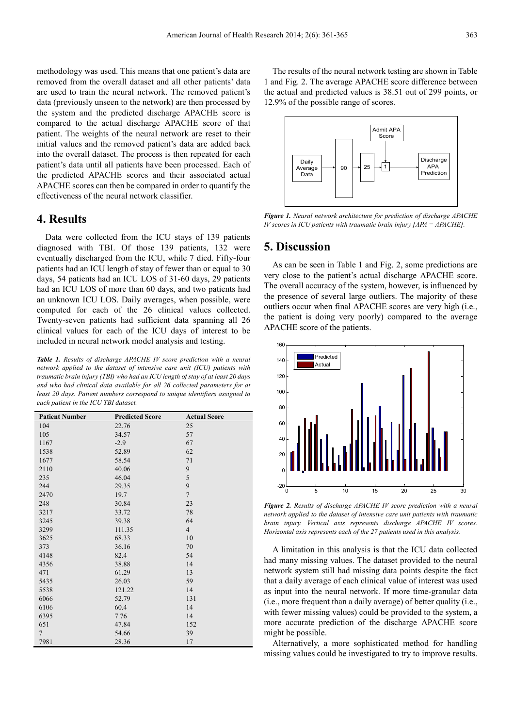methodology was used. This means that one patient's data are removed from the overall dataset and all other patients' data are used to train the neural network. The removed patient's data (previously unseen to the network) are then processed by the system and the predicted discharge APACHE score is compared to the actual discharge APACHE score of that patient. The weights of the neural network are reset to their initial values and the removed patient's data are added back into the overall dataset. The process is then repeated for each patient's data until all patients have been processed. Each of the predicted APACHE scores and their associated actual APACHE scores can then be compared in order to quantify the effectiveness of the neural network classifier.

## 4. Results

Data were collected from the ICU stays of 139 patients diagnosed with TBI. Of those 139 patients, 132 were eventually discharged from the ICU, while 7 died. Fifty-four patients had an ICU length of stay of fewer than or equal to 30 days, 54 patients had an ICU LOS of 31-60 days, 29 patients had an ICU LOS of more than 60 days, and two patients had an unknown ICU LOS. Daily averages, when possible, were computed for each of the 26 clinical values collected. Twenty-seven patients had sufficient data spanning all 26 clinical values for each of the ICU days of interest to be included in neural network model analysis and testing.

***Table 1.*** *Results of discharge APACHE IV score prediction with a neural network applied to the dataset of intensive care unit (ICU) patients with traumatic brain injury (TBI) who had an ICU length of stay of at least 20 days and who had clinical data available for all 26 collected parameters for at least 20 days. Patient numbers correspond to unique identifiers assigned to each patient in the ICU TBI dataset.*

| Patient Number | Predicted Score | Actual Score |
|---|---|---|
| 104 | 22.76 | 25 |
| 105 | 34.57 | 57 |
| 1167 | -2.9 | 67 |
| 1538 | 52.89 | 62 |
| 1677 | 58.54 | 71 |
| 2110 | 40.06 | 9 |
| 235 | 46.04 | 5 |
| 244 | 29.35 | 9 |
| 2470 | 19.7 | 7 |
| 248 | 30.84 | 23 |
| 3217 | 33.72 | 78 |
| 3245 | 39.38 | 64 |
| 3299 | 111.35 | 4 |
| 3625 | 68.33 | 10 |
| 373 | 36.16 | 70 |
| 4148 | 82.4 | 54 |
| 4356 | 38.88 | 14 |
| 471 | 61.29 | 13 |
| 5435 | 26.03 | 59 |
| 5538 | 121.22 | 14 |
| 6066 | 52.79 | 131 |
| 6106 | 60.4 | 14 |
| 6395 | 7.76 | 14 |
| 651 | 47.84 | 152 |
| 7 | 54.66 | 39 |
| 7981 | 28.36 | 17 |

The results of the neural network testing are shown in Table 1 and Fig. 2. The average APACHE score difference between the actual and predicted values is 38.51 out of 299 points, or 12.9% of the possible range of scores.

***Figure 1.*** *Neural network architecture for prediction of discharge APACHE IV scores in ICU patients with traumatic brain injury [APA = APACHE].*

## 5. Discussion

As can be seen in Table 1 and Fig. 2, some predictions are very close to the patient's actual discharge APACHE score. The overall accuracy of the system, however, is influenced by the presence of several large outliers. The majority of these outliers occur when final APACHE scores are very high (i.e., the patient is doing very poorly) compared to the average APACHE score of the patients.

***Figure 2.*** *Results of discharge APACHE IV score prediction with a neural network applied to the dataset of intensive care unit patients with traumatic brain injury. Vertical axis represents discharge APACHE IV scores. Horizontal axis represents each of the 27 patients used in this analysis.*

A limitation in this analysis is that the ICU data collected had many missing values. The dataset provided to the neural network system still had missing data points despite the fact that a daily average of each clinical value of interest was used as input into the neural network. If more time-granular data (i.e., more frequent than a daily average) of better quality (i.e., with fewer missing values) could be provided to the system, a more accurate prediction of the discharge APACHE score might be possible.

Alternatively, a more sophisticated method for handling missing values could be investigated to try to improve results.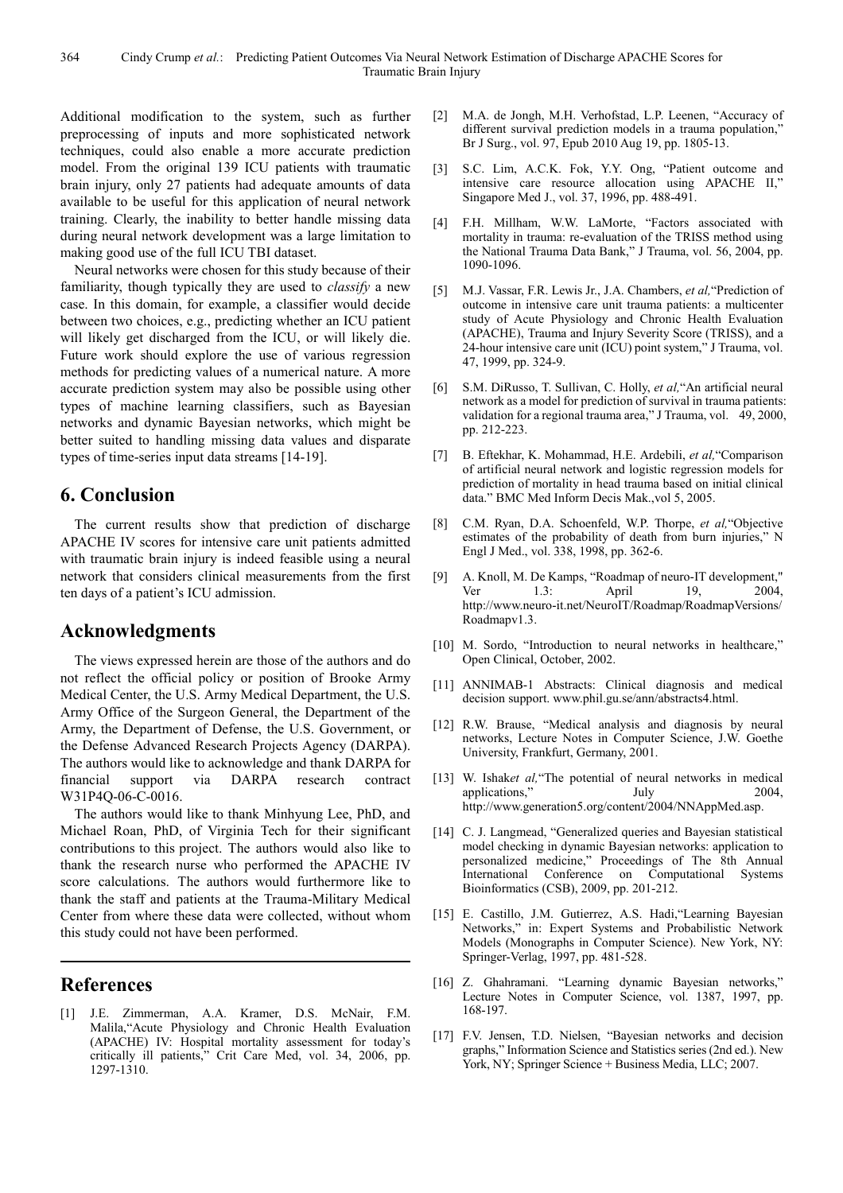Additional modification to the system, such as further preprocessing of inputs and more sophisticated network techniques, could also enable a more accurate prediction model. From the original 139 ICU patients with traumatic brain injury, only 27 patients had adequate amounts of data available to be useful for this application of neural network training. Clearly, the inability to better handle missing data during neural network development was a large limitation to making good use of the full ICU TBI dataset.

Neural networks were chosen for this study because of their familiarity, though typically they are used to *classify* a new case. In this domain, for example, a classifier would decide between two choices, e.g., predicting whether an ICU patient will likely get discharged from the ICU, or will likely die. Future work should explore the use of various regression methods for predicting values of a numerical nature. A more accurate prediction system may also be possible using other types of machine learning classifiers, such as Bayesian networks and dynamic Bayesian networks, which might be better suited to handling missing data values and disparate types of time-series input data streams [14-19].

## 6. Conclusion

The current results show that prediction of discharge APACHE IV scores for intensive care unit patients admitted with traumatic brain injury is indeed feasible using a neural network that considers clinical measurements from the first ten days of a patient's ICU admission.

## Acknowledgments

The views expressed herein are those of the authors and do not reflect the official policy or position of Brooke Army Medical Center, the U.S. Army Medical Department, the U.S. Army Office of the Surgeon General, the Department of the Army, the Department of Defense, the U.S. Government, or the Defense Advanced Research Projects Agency (DARPA). The authors would like to acknowledge and thank DARPA for financial support via DARPA research contract W31P4Q-06-C-0016.

The authors would like to thank Minhyung Lee, PhD, and Michael Roan, PhD, of Virginia Tech for their significant contributions to this project. The authors would also like to thank the research nurse who performed the APACHE IV score calculations. The authors would furthermore like to thank the staff and patients at the Trauma-Military Medical Center from where these data were collected, without whom this study could not have been performed.

## References

[1] J.E. Zimmerman, A.A. Kramer, D.S. McNair, F.M. Malila,"Acute Physiology and Chronic Health Evaluation (APACHE) IV: Hospital mortality assessment for today's critically ill patients," Crit Care Med, vol. 34, 2006, pp. 1297-1310.

[2] M.A. de Jongh, M.H. Verhofstad, L.P. Leenen, "Accuracy of different survival prediction models in a trauma population," Br J Surg., vol. 97, Epub 2010 Aug 19, pp. 1805-13.

[3] S.C. Lim, A.C.K. Fok, Y.Y. Ong, "Patient outcome and intensive care resource allocation using APACHE II," Singapore Med J., vol. 37, 1996, pp. 488-491.

[4] F.H. Millham, W.W. LaMorte, "Factors associated with mortality in trauma: re-evaluation of the TRISS method using the National Trauma Data Bank," J Trauma, vol. 56, 2004, pp. 1090-1096.

[5] M.J. Vassar, F.R. Lewis Jr., J.A. Chambers, *et al,*"Prediction of outcome in intensive care unit trauma patients: a multicenter study of Acute Physiology and Chronic Health Evaluation (APACHE), Trauma and Injury Severity Score (TRISS), and a 24-hour intensive care unit (ICU) point system," J Trauma, vol. 47, 1999, pp. 324-9.

[6] S.M. DiRusso, T. Sullivan, C. Holly, *et al,*"An artificial neural network as a model for prediction of survival in trauma patients: validation for a regional trauma area," J Trauma, vol. 49, 2000, pp. 212-223.

[7] B. Eftekhar, K. Mohammad, H.E. Ardebili, *et al,*"Comparison of artificial neural network and logistic regression models for prediction of mortality in head trauma based on initial clinical data." BMC Med Inform Decis Mak.,vol 5, 2005.

[8] C.M. Ryan, D.A. Schoenfeld, W.P. Thorpe, *et al,*"Objective estimates of the probability of death from burn injuries," N Engl J Med., vol. 338, 1998, pp. 362-6.

[9] A. Knoll, M. De Kamps, "Roadmap of neuro-IT development," Ver 1.3: April 19, 2004, http://www.neuro-it.net/NeuroIT/Roadmap/RoadmapVersions/Roadmapv1.3.

[10] M. Sordo, "Introduction to neural networks in healthcare," Open Clinical, October, 2002.

[11] ANNIMAB-1 Abstracts: Clinical diagnosis and medical decision support. www.phil.gu.se/ann/abstracts4.html.

[12] R.W. Brause, "Medical analysis and diagnosis by neural networks, Lecture Notes in Computer Science, J.W. Goethe University, Frankfurt, Germany, 2001.

[13] W. Ishak*et al,*"The potential of neural networks in medical applications," July 2004, http://www.generation5.org/content/2004/NNAppMed.asp.

[14] C. J. Langmead, "Generalized queries and Bayesian statistical model checking in dynamic Bayesian networks: application to personalized medicine," Proceedings of The 8th Annual International Conference on Computational Systems Bioinformatics (CSB), 2009, pp. 201-212.

[15] E. Castillo, J.M. Gutierrez, A.S. Hadi,"Learning Bayesian Networks," in: Expert Systems and Probabilistic Network Models (Monographs in Computer Science). New York, NY: Springer-Verlag, 1997, pp. 481-528.

[16] Z. Ghahramani. "Learning dynamic Bayesian networks," Lecture Notes in Computer Science, vol. 1387, 1997, pp. 168-197.

[17] F.V. Jensen, T.D. Nielsen, "Bayesian networks and decision graphs," Information Science and Statistics series (2nd ed.). New York, NY; Springer Science + Business Media, LLC; 2007.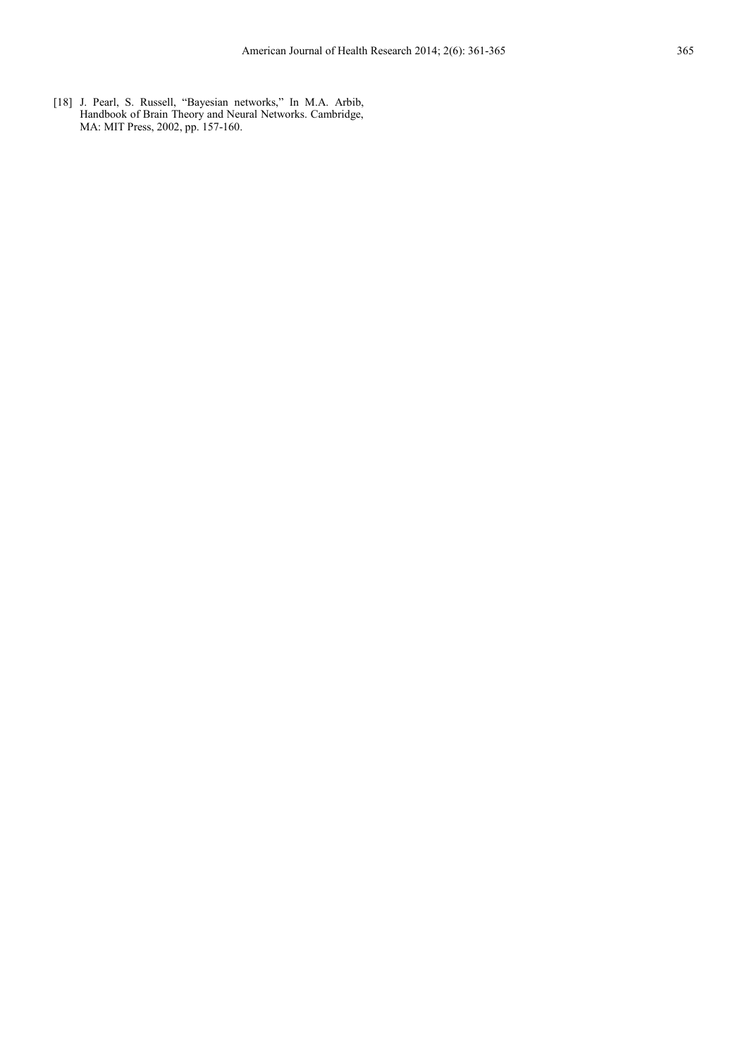[18] J. Pearl, S. Russell, "Bayesian networks," In M.A. Arbib, Handbook of Brain Theory and Neural Networks. Cambridge, MA: MIT Press, 2002, pp. 157-160.